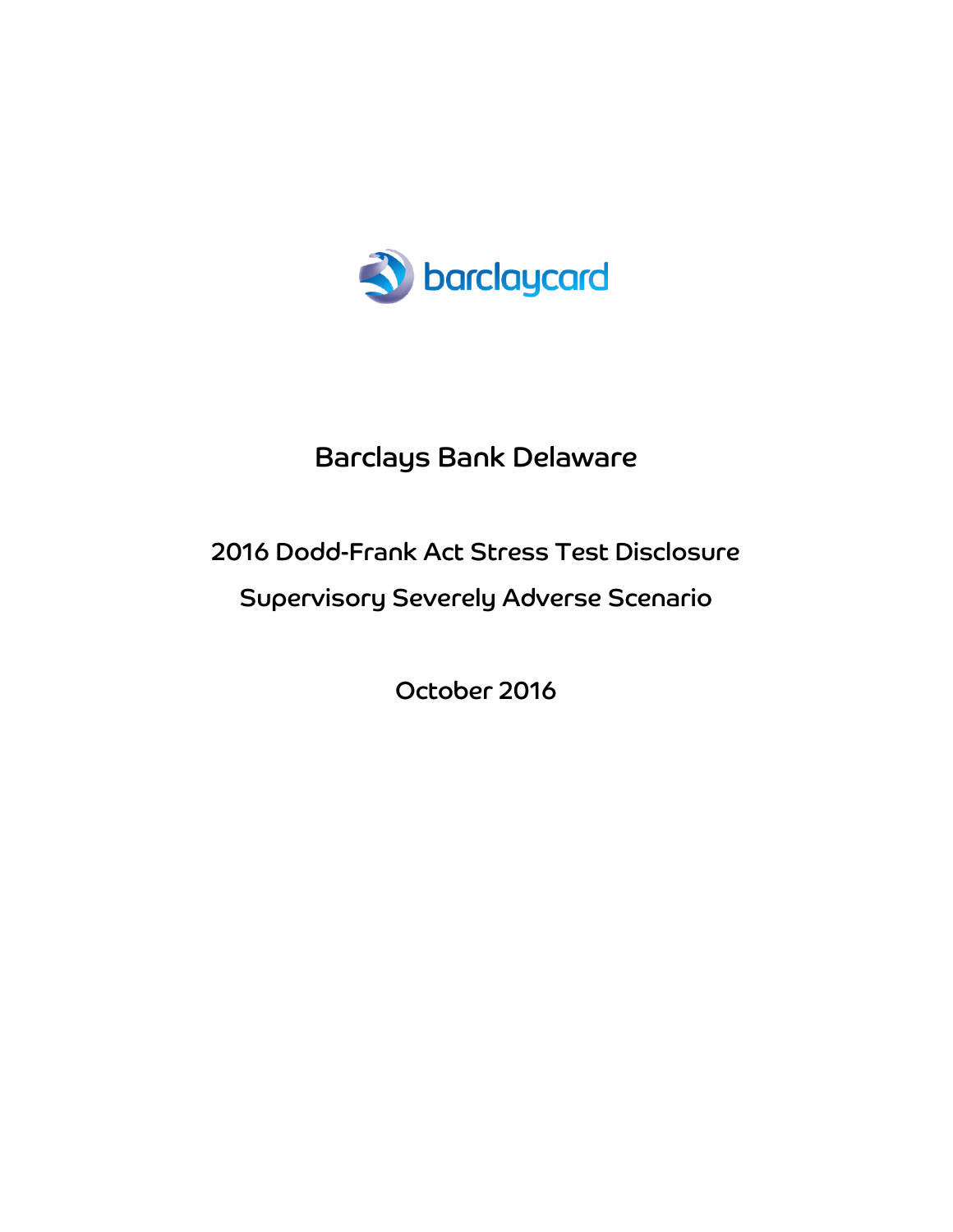barclaycard

# Barclays Bank Delaware

## 2016 Dodd-Frank Act Stress Test Disclosure

## Supervisory Severely Adverse Scenario

October 2016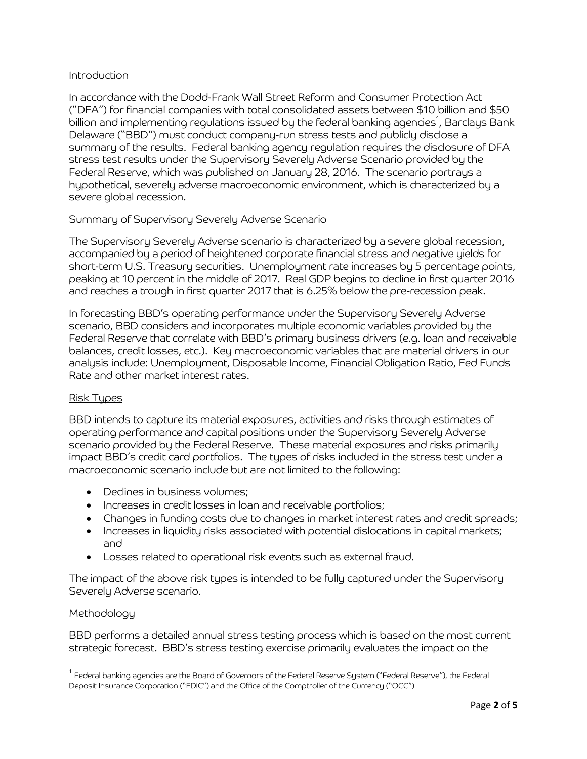## Introduction

In accordance with the Dodd-Frank Wall Street Reform and Consumer Protection Act ("DFA") for financial companies with total consolidated assets between $10 billion and $50 billion and implementing regulations issued by the federal banking agencies[1], Barclays Bank Delaware ("BBD") must conduct company-run stress tests and publicly disclose a summary of the results. Federal banking agency regulation requires the disclosure of DFA stress test results under the Supervisory Severely Adverse Scenario provided by the Federal Reserve, which was published on January 28, 2016. The scenario portrays a hypothetical, severely adverse macroeconomic environment, which is characterized by a severe global recession.

## Summary of Supervisory Severely Adverse Scenario

The Supervisory Severely Adverse scenario is characterized by a severe global recession, accompanied by a period of heightened corporate financial stress and negative yields for short-term U.S. Treasury securities. Unemployment rate increases by 5 percentage points, peaking at 10 percent in the middle of 2017. Real GDP begins to decline in first quarter 2016 and reaches a trough in first quarter 2017 that is 6.25% below the pre-recession peak.

In forecasting BBD's operating performance under the Supervisory Severely Adverse scenario, BBD considers and incorporates multiple economic variables provided by the Federal Reserve that correlate with BBD's primary business drivers (e.g. loan and receivable balances, credit losses, etc.). Key macroeconomic variables that are material drivers in our analysis include: Unemployment, Disposable Income, Financial Obligation Ratio, Fed Funds Rate and other market interest rates.

## Risk Types

BBD intends to capture its material exposures, activities and risks through estimates of operating performance and capital positions under the Supervisory Severely Adverse scenario provided by the Federal Reserve. These material exposures and risks primarily impact BBD's credit card portfolios. The types of risks included in the stress test under a macroeconomic scenario include but are not limited to the following:

- Declines in business volumes;
- Increases in credit losses in loan and receivable portfolios;
- Changes in funding costs due to changes in market interest rates and credit spreads;
- Increases in liquidity risks associated with potential dislocations in capital markets; and
- Losses related to operational risk events such as external fraud.

The impact of the above risk types is intended to be fully captured under the Supervisory Severely Adverse scenario.

## Methodology

BBD performs a detailed annual stress testing process which is based on the most current strategic forecast. BBD's stress testing exercise primarily evaluates the impact on the

[1] Federal banking agencies are the Board of Governors of the Federal Reserve System ("Federal Reserve"), the Federal Deposit Insurance Corporation ("FDIC") and the Office of the Comptroller of the Currency ("OCC")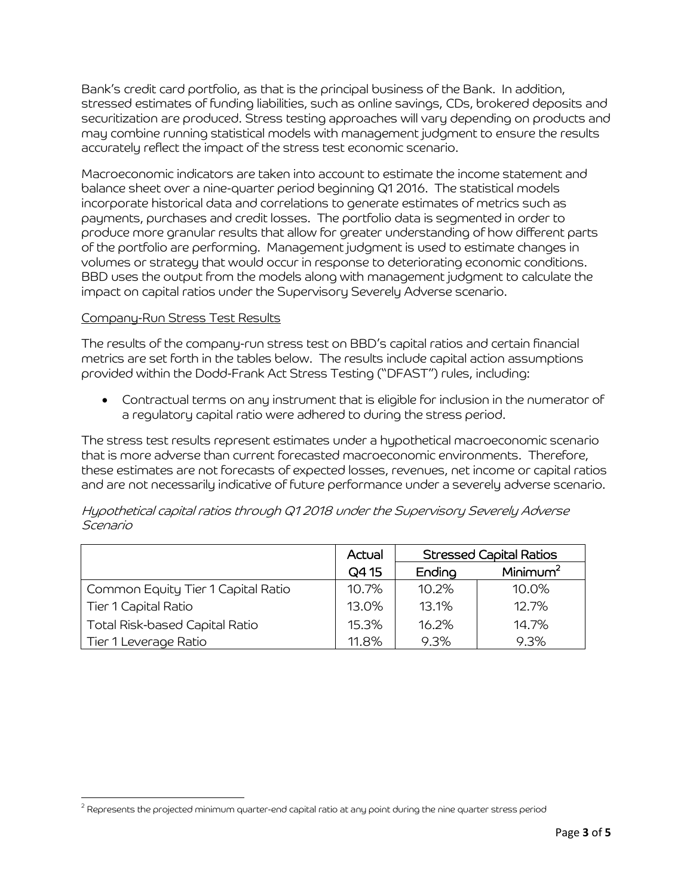Bank's credit card portfolio, as that is the principal business of the Bank. In addition, stressed estimates of funding liabilities, such as online savings, CDs, brokered deposits and securitization are produced. Stress testing approaches will vary depending on products and may combine running statistical models with management judgment to ensure the results accurately reflect the impact of the stress test economic scenario.

Macroeconomic indicators are taken into account to estimate the income statement and balance sheet over a nine-quarter period beginning Q1 2016. The statistical models incorporate historical data and correlations to generate estimates of metrics such as payments, purchases and credit losses. The portfolio data is segmented in order to produce more granular results that allow for greater understanding of how different parts of the portfolio are performing. Management judgment is used to estimate changes in volumes or strategy that would occur in response to deteriorating economic conditions. BBD uses the output from the models along with management judgment to calculate the impact on capital ratios under the Supervisory Severely Adverse scenario.

Company-Run Stress Test Results

The results of the company-run stress test on BBD's capital ratios and certain financial metrics are set forth in the tables below. The results include capital action assumptions provided within the Dodd-Frank Act Stress Testing ("DFAST") rules, including:

- Contractual terms on any instrument that is eligible for inclusion in the numerator of a regulatory capital ratio were adhered to during the stress period.

The stress test results represent estimates under a hypothetical macroeconomic scenario that is more adverse than current forecasted macroeconomic environments. Therefore, these estimates are not forecasts of expected losses, revenues, net income or capital ratios and are not necessarily indicative of future performance under a severely adverse scenario.

*Hypothetical capital ratios through Q1 2018 under the Supervisory Severely Adverse Scenario*

| | Actual | Stressed Capital Ratios | |
|---|---|---|---|
| | Q4 15 | Ending | Minimum[2] |
| Common Equity Tier 1 Capital Ratio | 10.7% | 10.2% | 10.0% |
| Tier 1 Capital Ratio | 13.0% | 13.1% | 12.7% |
| Total Risk-based Capital Ratio | 15.3% | 16.2% | 14.7% |
| Tier 1 Leverage Ratio | 11.8% | 9.3% | 9.3% |

[2] Represents the projected minimum quarter-end capital ratio at any point during the nine quarter stress period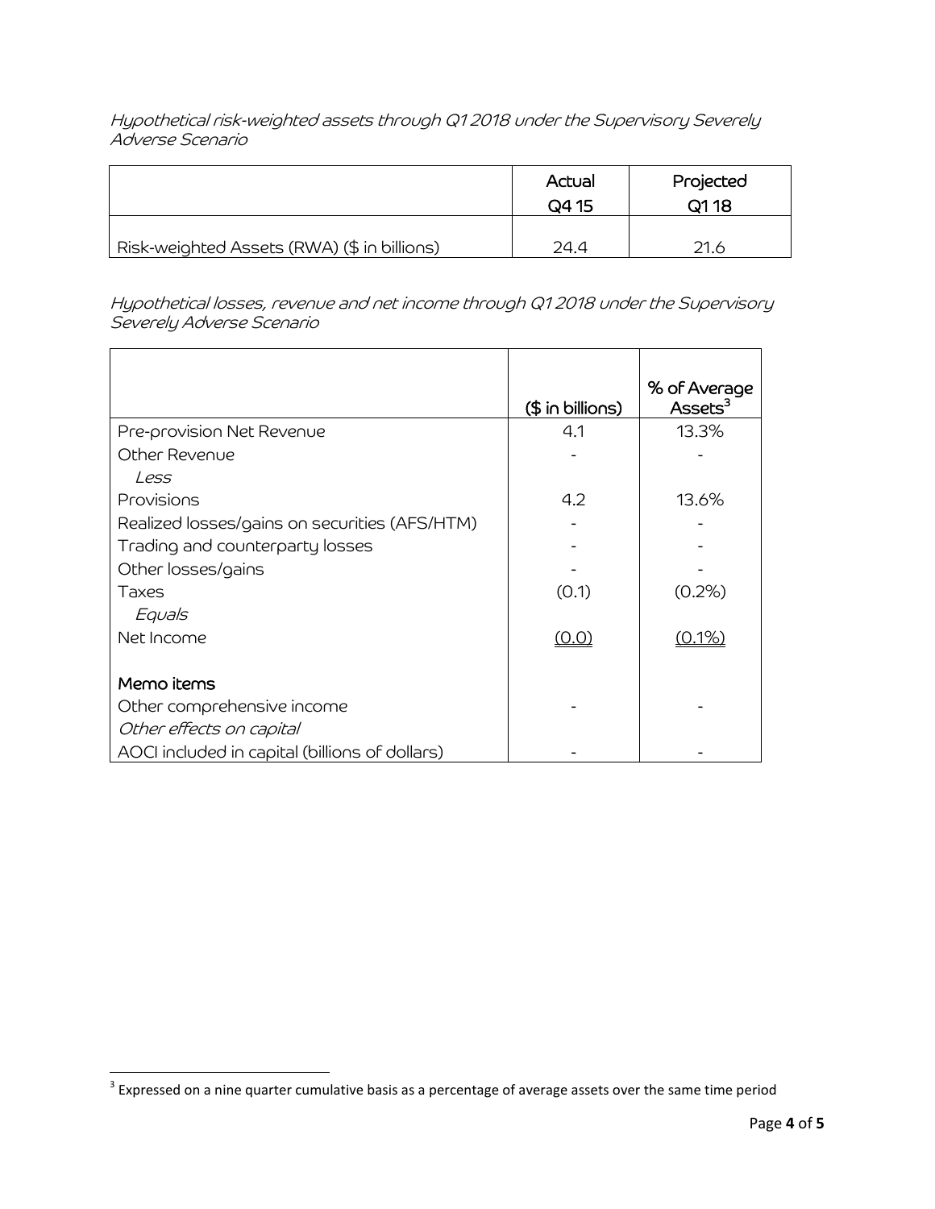*Hypothetical risk-weighted assets through Q1 2018 under the Supervisory Severely Adverse Scenario*

| | Actual Q4 15 | Projected Q1 18 |
|---|---|---|
| Risk-weighted Assets (RWA) ($ in billions) | 24.4 | 21.6 |

*Hypothetical losses, revenue and net income through Q1 2018 under the Supervisory Severely Adverse Scenario*

| | ($ in billions) | % of Average Assets[3] |
|---|---|---|
| Pre-provision Net Revenue | 4.1 | 13.3% |
| Other Revenue | - | - |
| *Less* | | |
| Provisions | 4.2 | 13.6% |
| Realized losses/gains on securities (AFS/HTM) | - | - |
| Trading and counterparty losses | - | - |
| Other losses/gains | - | - |
| Taxes | (0.1) | (0.2%) |
| *Equals* | | |
| Net Income | (0.0) | (0.1%) |
| | | |
| **Memo items** | | |
| Other comprehensive income | - | - |
| *Other effects on capital* | | |
| AOCI included in capital (billions of dollars) | - | - |

[3] Expressed on a nine quarter cumulative basis as a percentage of average assets over the same time period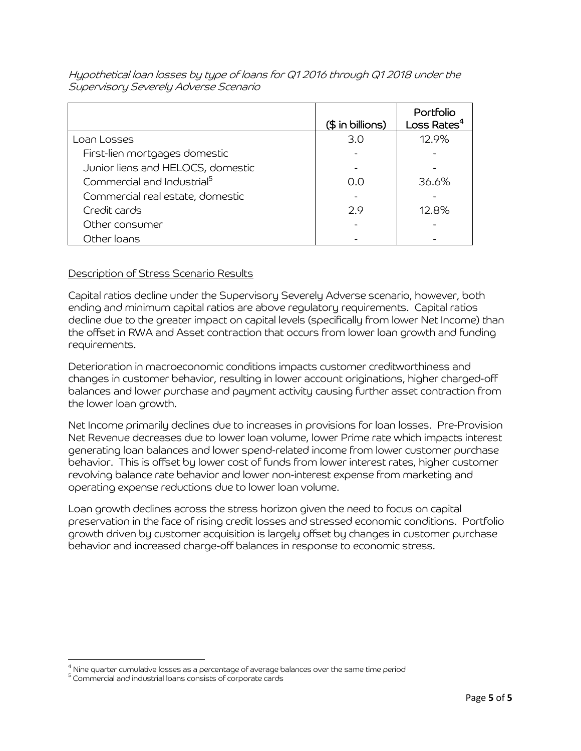*Hypothetical loan losses by type of loans for Q1 2016 through Q1 2018 under the Supervisory Severely Adverse Scenario*

| | ($ in billions) | Portfolio Loss Rates[4] |
|---|---|---|
| Loan Losses | 3.0 | 12.9% |
| First-lien mortgages domestic | - | - |
| Junior liens and HELOCS, domestic | - | - |
| Commercial and Industrial[5] | 0.0 | 36.6% |
| Commercial real estate, domestic | - | - |
| Credit cards | 2.9 | 12.8% |
| Other consumer | - | - |
| Other loans | - | - |

Description of Stress Scenario Results

Capital ratios decline under the Supervisory Severely Adverse scenario, however, both ending and minimum capital ratios are above regulatory requirements. Capital ratios decline due to the greater impact on capital levels (specifically from lower Net Income) than the offset in RWA and Asset contraction that occurs from lower loan growth and funding requirements.

Deterioration in macroeconomic conditions impacts customer creditworthiness and changes in customer behavior, resulting in lower account originations, higher charged-off balances and lower purchase and payment activity causing further asset contraction from the lower loan growth.

Net Income primarily declines due to increases in provisions for loan losses. Pre-Provision Net Revenue decreases due to lower loan volume, lower Prime rate which impacts interest generating loan balances and lower spend-related income from lower customer purchase behavior. This is offset by lower cost of funds from lower interest rates, higher customer revolving balance rate behavior and lower non-interest expense from marketing and operating expense reductions due to lower loan volume.

Loan growth declines across the stress horizon given the need to focus on capital preservation in the face of rising credit losses and stressed economic conditions. Portfolio growth driven by customer acquisition is largely offset by changes in customer purchase behavior and increased charge-off balances in response to economic stress.

[4] Nine quarter cumulative losses as a percentage of average balances over the same time period

[5] Commercial and industrial loans consists of corporate cards